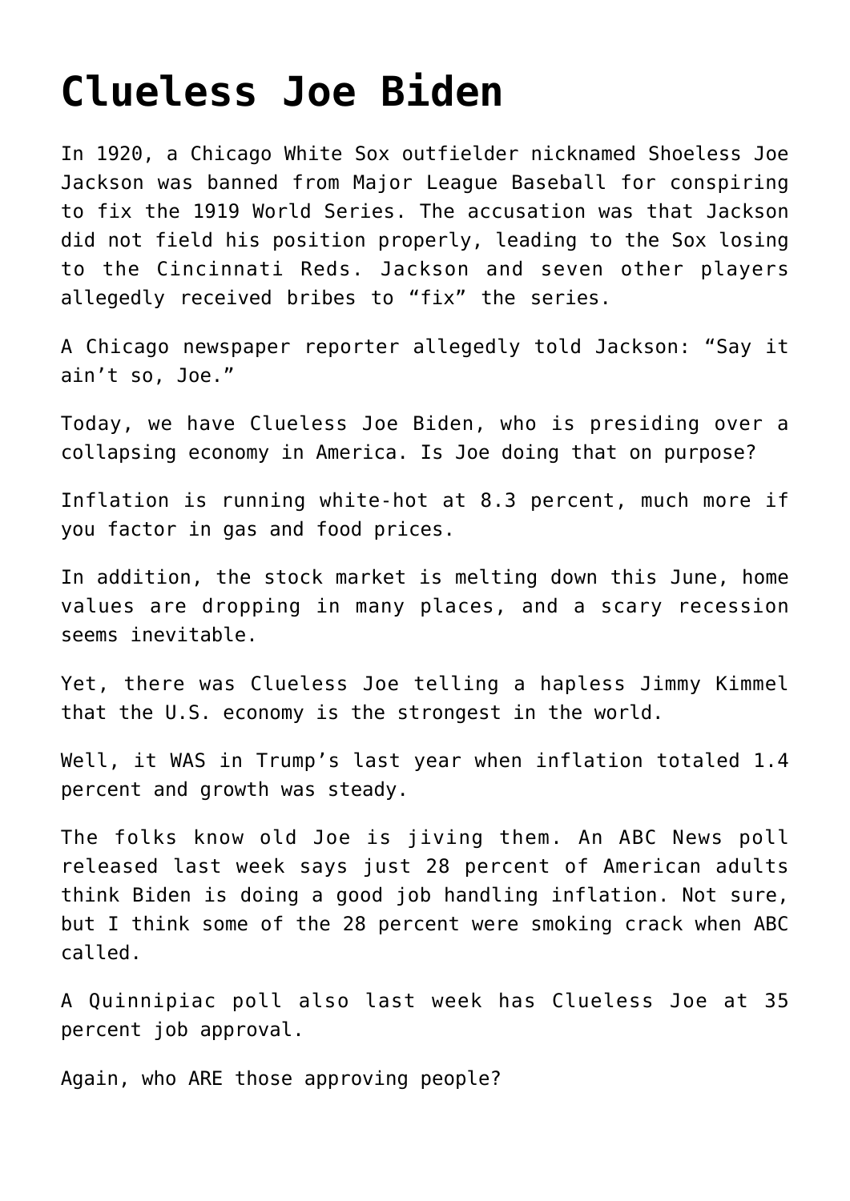# Clueless Joe Biden

In 1920, a Chicago White Sox outfielder nicknamed Shoeless Joe Jackson was banned from Major League Baseball for conspiring to fix the 1919 World Series. The accusation was that Jackson did not field his position properly, leading to the Sox losing to the Cincinnati Reds. Jackson and seven other players allegedly received bribes to "fix" the series.

A Chicago newspaper reporter allegedly told Jackson: "Say it ain't so, Joe."

Today, we have Clueless Joe Biden, who is presiding over a collapsing economy in America. Is Joe doing that on purpose?

Inflation is running white-hot at 8.3 percent, much more if you factor in gas and food prices.

In addition, the stock market is melting down this June, home values are dropping in many places, and a scary recession seems inevitable.

Yet, there was Clueless Joe telling a hapless Jimmy Kimmel that the U.S. economy is the strongest in the world.

Well, it WAS in Trump's last year when inflation totaled 1.4 percent and growth was steady.

The folks know old Joe is jiving them. An ABC News poll released last week says just 28 percent of American adults think Biden is doing a good job handling inflation. Not sure, but I think some of the 28 percent were smoking crack when ABC called.

A Quinnipiac poll also last week has Clueless Joe at 35 percent job approval.

Again, who ARE those approving people?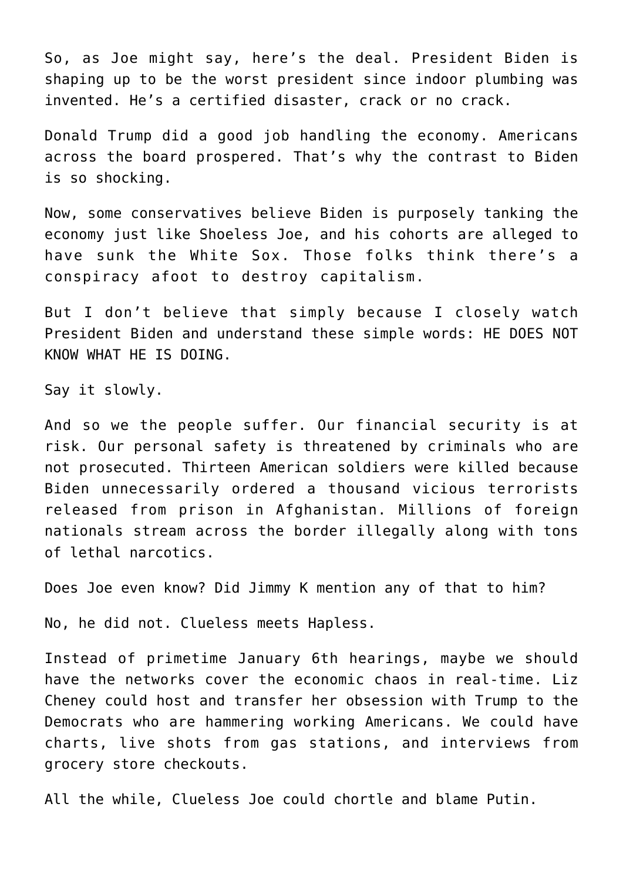So, as Joe might say, here's the deal. President Biden is shaping up to be the worst president since indoor plumbing was invented. He's a certified disaster, crack or no crack.

Donald Trump did a good job handling the economy. Americans across the board prospered. That's why the contrast to Biden is so shocking.

Now, some conservatives believe Biden is purposely tanking the economy just like Shoeless Joe, and his cohorts are alleged to have sunk the White Sox. Those folks think there's a conspiracy afoot to destroy capitalism.

But I don't believe that simply because I closely watch President Biden and understand these simple words: HE DOES NOT KNOW WHAT HE IS DOING.

Say it slowly.

And so we the people suffer. Our financial security is at risk. Our personal safety is threatened by criminals who are not prosecuted. Thirteen American soldiers were killed because Biden unnecessarily ordered a thousand vicious terrorists released from prison in Afghanistan. Millions of foreign nationals stream across the border illegally along with tons of lethal narcotics.

Does Joe even know? Did Jimmy K mention any of that to him?

No, he did not. Clueless meets Hapless.

Instead of primetime January 6th hearings, maybe we should have the networks cover the economic chaos in real-time. Liz Cheney could host and transfer her obsession with Trump to the Democrats who are hammering working Americans. We could have charts, live shots from gas stations, and interviews from grocery store checkouts.

All the while, Clueless Joe could chortle and blame Putin.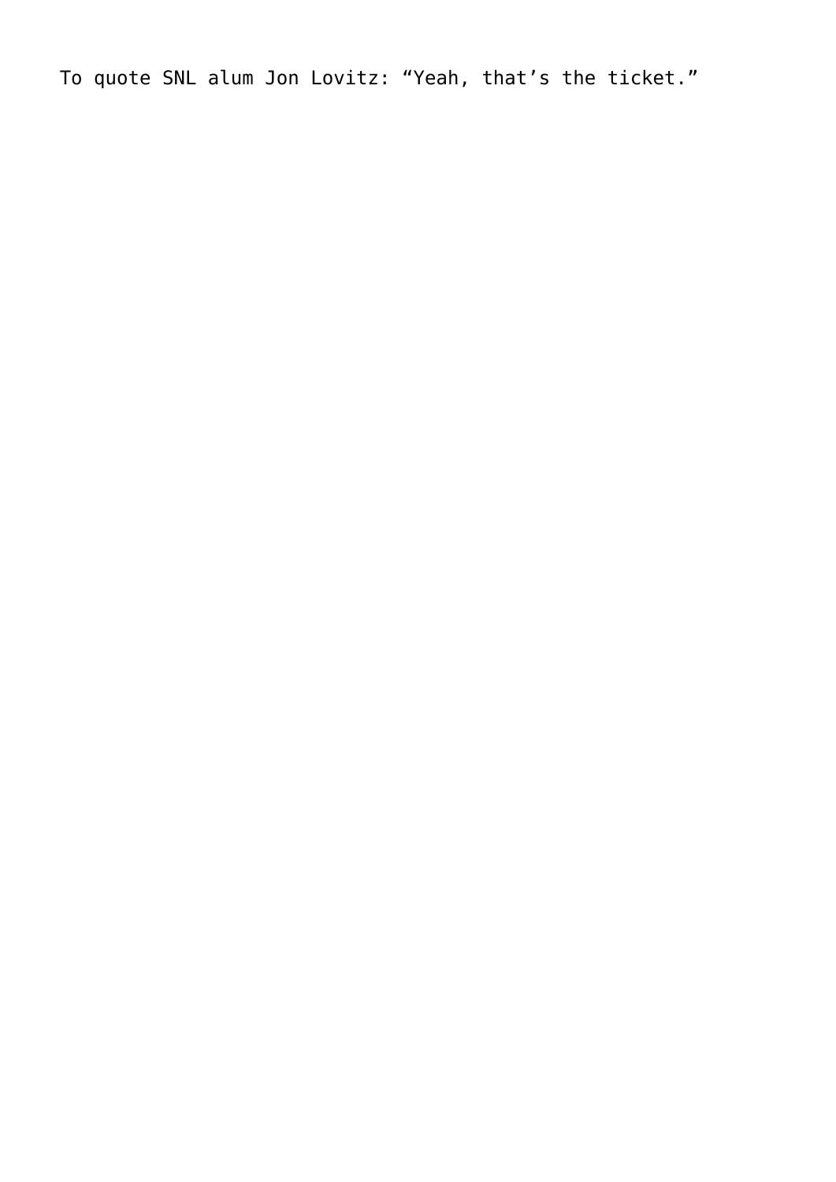To quote SNL alum Jon Lovitz: “Yeah, that’s the ticket.”